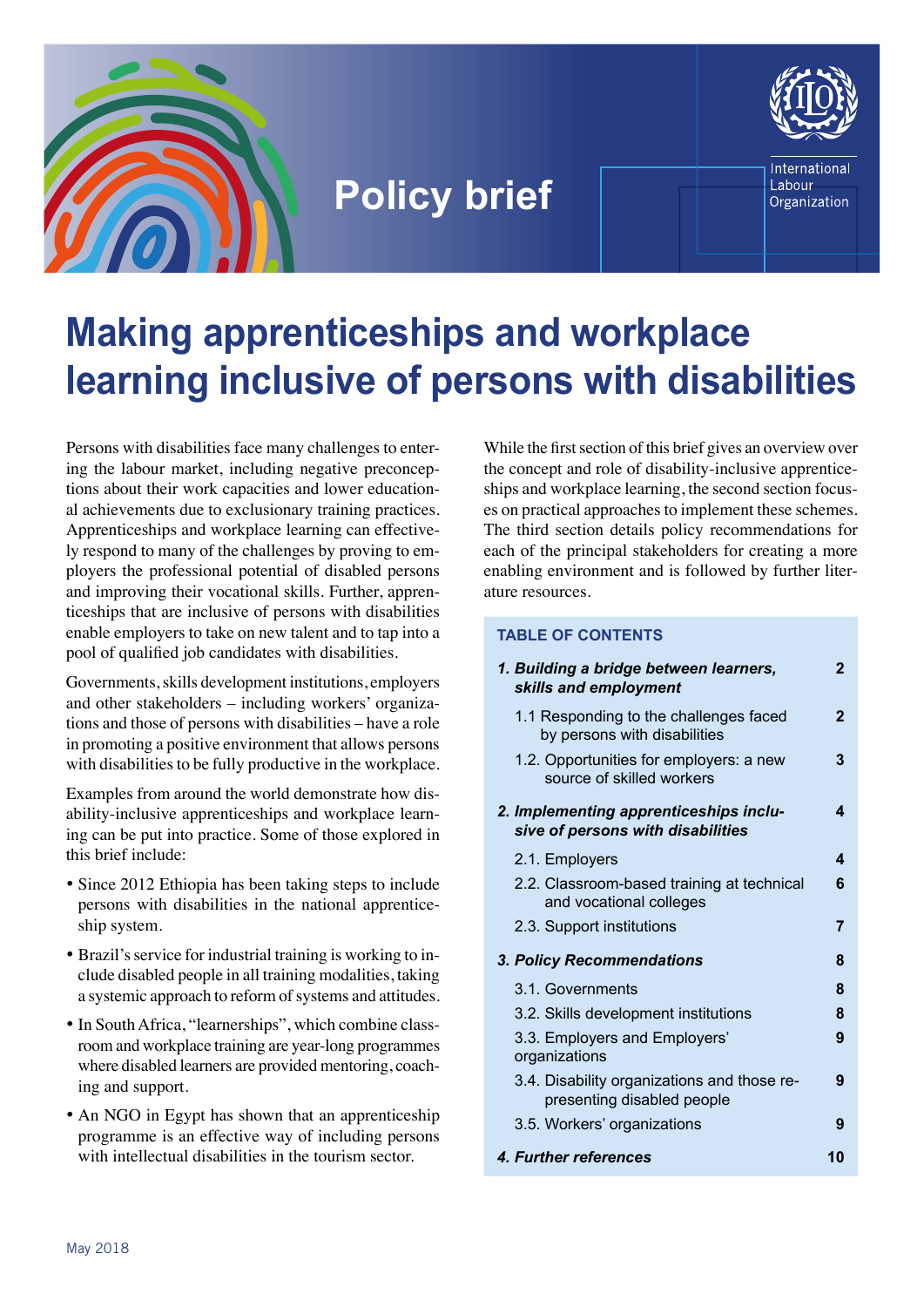Policy brief

International Labour Organization

# Making apprenticeships and workplace learning inclusive of persons with disabilities

Persons with disabilities face many challenges to entering the labour market, including negative preconceptions about their work capacities and lower educational achievements due to exclusionary training practices. Apprenticeships and workplace learning can effectively respond to many of the challenges by proving to employers the professional potential of disabled persons and improving their vocational skills. Further, apprenticeships that are inclusive of persons with disabilities enable employers to take on new talent and to tap into a pool of qualified job candidates with disabilities.

Governments, skills development institutions, employers and other stakeholders – including workers' organizations and those of persons with disabilities – have a role in promoting a positive environment that allows persons with disabilities to be fully productive in the workplace.

Examples from around the world demonstrate how disability-inclusive apprenticeships and workplace learning can be put into practice. Some of those explored in this brief include:

- Since 2012 Ethiopia has been taking steps to include persons with disabilities in the national apprenticeship system.
- Brazil's service for industrial training is working to include disabled people in all training modalities, taking a systemic approach to reform of systems and attitudes.
- In South Africa, "learnerships", which combine classroom and workplace training are year-long programmes where disabled learners are provided mentoring, coaching and support.
- An NGO in Egypt has shown that an apprenticeship programme is an effective way of including persons with intellectual disabilities in the tourism sector.

While the first section of this brief gives an overview over the concept and role of disability-inclusive apprenticeships and workplace learning, the second section focuses on practical approaches to implement these schemes. The third section details policy recommendations for each of the principal stakeholders for creating a more enabling environment and is followed by further literature resources.

**TABLE OF CONTENTS**

| | |
|---|---|
| ***1. Building a bridge between learners, skills and employment*** | **2** |
| 1.1 Responding to the challenges faced by persons with disabilities | 2 |
| 1.2. Opportunities for employers: a new source of skilled workers | 3 |
| ***2. Implementing apprenticeships inclusive of persons with disabilities*** | **4** |
| 2.1. Employers | 4 |
| 2.2. Classroom-based training at technical and vocational colleges | 6 |
| 2.3. Support institutions | 7 |
| ***3. Policy Recommendations*** | **8** |
| 3.1. Governments | 8 |
| 3.2. Skills development institutions | 8 |
| 3.3. Employers and Employers' organizations | 9 |
| 3.4. Disability organizations and those representing disabled people | 9 |
| 3.5. Workers' organizations | 9 |
| ***4. Further references*** | **10** |

May 2018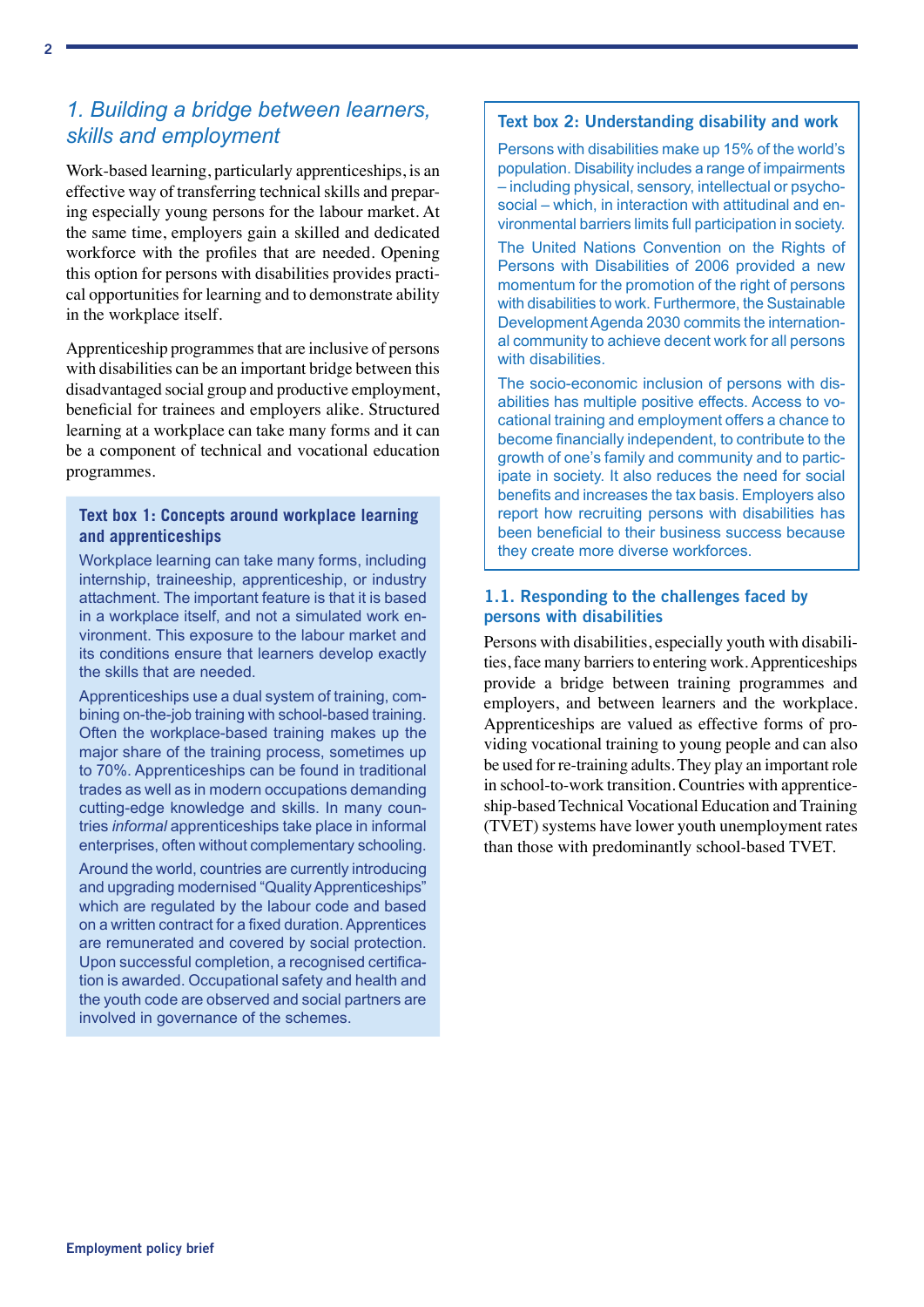## 1. Building a bridge between learners, skills and employment

Work-based learning, particularly apprenticeships, is an effective way of transferring technical skills and preparing especially young persons for the labour market. At the same time, employers gain a skilled and dedicated workforce with the profiles that are needed. Opening this option for persons with disabilities provides practical opportunities for learning and to demonstrate ability in the workplace itself.

Apprenticeship programmes that are inclusive of persons with disabilities can be an important bridge between this disadvantaged social group and productive employment, beneficial for trainees and employers alike. Structured learning at a workplace can take many forms and it can be a component of technical and vocational education programmes.

### Text box 1: Concepts around workplace learning and apprenticeships

Workplace learning can take many forms, including internship, traineeship, apprenticeship, or industry attachment. The important feature is that it is based in a workplace itself, and not a simulated work environment. This exposure to the labour market and its conditions ensure that learners develop exactly the skills that are needed.

Apprenticeships use a dual system of training, combining on-the-job training with school-based training. Often the workplace-based training makes up the major share of the training process, sometimes up to 70%. Apprenticeships can be found in traditional trades as well as in modern occupations demanding cutting-edge knowledge and skills. In many countries *informal* apprenticeships take place in informal enterprises, often without complementary schooling.

Around the world, countries are currently introducing and upgrading modernised "Quality Apprenticeships" which are regulated by the labour code and based on a written contract for a fixed duration. Apprentices are remunerated and covered by social protection. Upon successful completion, a recognised certification is awarded. Occupational safety and health and the youth code are observed and social partners are involved in governance of the schemes.

### Text box 2: Understanding disability and work

Persons with disabilities make up 15% of the world's population. Disability includes a range of impairments – including physical, sensory, intellectual or psycho-social – which, in interaction with attitudinal and environmental barriers limits full participation in society.

The United Nations Convention on the Rights of Persons with Disabilities of 2006 provided a new momentum for the promotion of the right of persons with disabilities to work. Furthermore, the Sustainable Development Agenda 2030 commits the international community to achieve decent work for all persons with disabilities.

The socio-economic inclusion of persons with disabilities has multiple positive effects. Access to vocational training and employment offers a chance to become financially independent, to contribute to the growth of one's family and community and to participate in society. It also reduces the need for social benefits and increases the tax basis. Employers also report how recruiting persons with disabilities has been beneficial to their business success because they create more diverse workforces.

### 1.1. Responding to the challenges faced by persons with disabilities

Persons with disabilities, especially youth with disabilities, face many barriers to entering work. Apprenticeships provide a bridge between training programmes and employers, and between learners and the workplace. Apprenticeships are valued as effective forms of providing vocational training to young people and can also be used for re-training adults. They play an important role in school-to-work transition. Countries with apprenticeship-based Technical Vocational Education and Training (TVET) systems have lower youth unemployment rates than those with predominantly school-based TVET.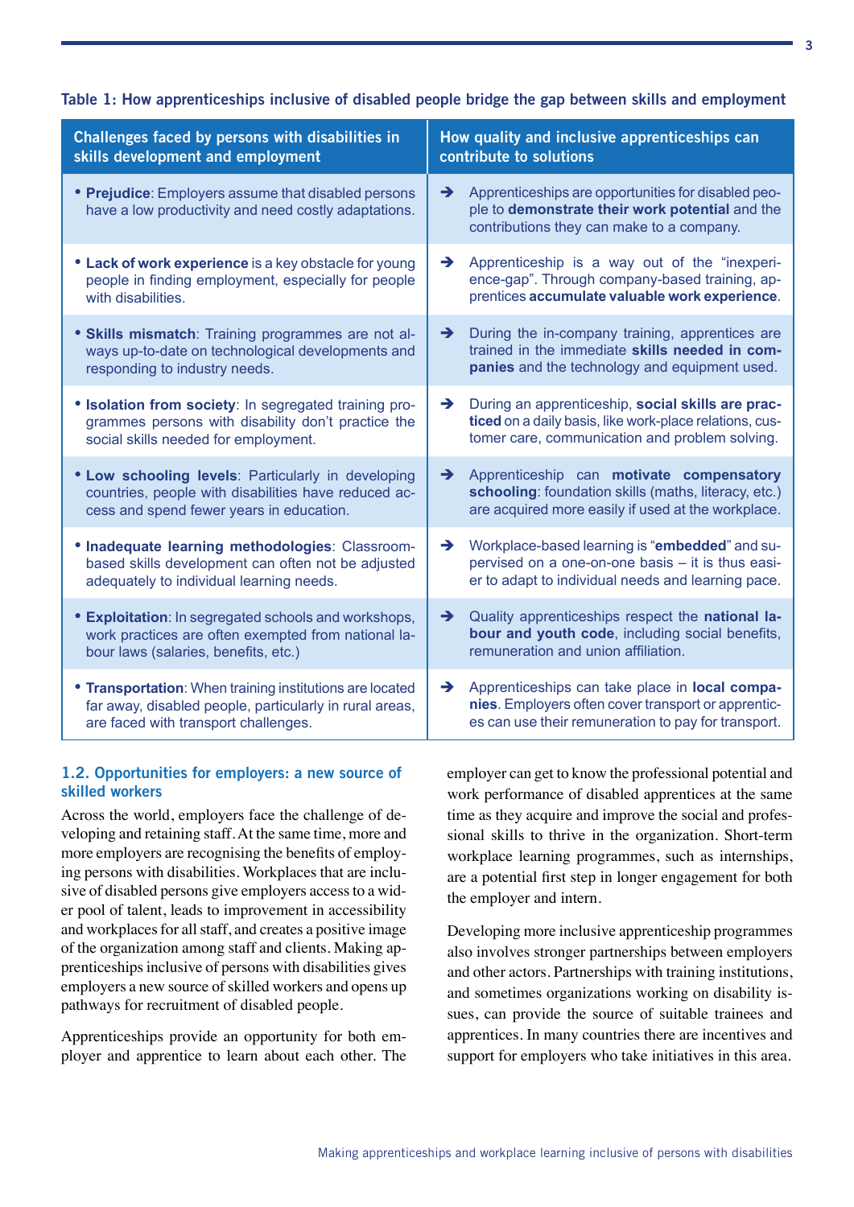**Table 1: How apprenticeships inclusive of disabled people bridge the gap between skills and employment**

| Challenges faced by persons with disabilities in skills development and employment | How quality and inclusive apprenticeships can contribute to solutions |
|---|---|
| • **Prejudice**: Employers assume that disabled persons have a low productivity and need costly adaptations. | ➔ Apprenticeships are opportunities for disabled people to **demonstrate their work potential** and the contributions they can make to a company. |
| • **Lack of work experience** is a key obstacle for young people in finding employment, especially for people with disabilities. | ➔ Apprenticeship is a way out of the "inexperience-gap". Through company-based training, apprentices **accumulate valuable work experience**. |
| • **Skills mismatch**: Training programmes are not always up-to-date on technological developments and responding to industry needs. | ➔ During the in-company training, apprentices are trained in the immediate **skills needed in companies** and the technology and equipment used. |
| • **Isolation from society**: In segregated training programmes persons with disability don't practice the social skills needed for employment. | ➔ During an apprenticeship, **social skills are practiced** on a daily basis, like work-place relations, customer care, communication and problem solving. |
| • **Low schooling levels**: Particularly in developing countries, people with disabilities have reduced access and spend fewer years in education. | ➔ Apprenticeship can **motivate compensatory schooling**: foundation skills (maths, literacy, etc.) are acquired more easily if used at the workplace. |
| • **Inadequate learning methodologies**: Classroom-based skills development can often not be adjusted adequately to individual learning needs. | ➔ Workplace-based learning is "**embedded**" and supervised on a one-on-one basis – it is thus easier to adapt to individual needs and learning pace. |
| • **Exploitation**: In segregated schools and workshops, work practices are often exempted from national labour laws (salaries, benefits, etc.) | ➔ Quality apprenticeships respect the **national labour and youth code**, including social benefits, remuneration and union affiliation. |
| • **Transportation**: When training institutions are located far away, disabled people, particularly in rural areas, are faced with transport challenges. | ➔ Apprenticeships can take place in **local companies**. Employers often cover transport or apprentices can use their remuneration to pay for transport. |

### 1.2. Opportunities for employers: a new source of skilled workers

Across the world, employers face the challenge of developing and retaining staff. At the same time, more and more employers are recognising the benefits of employing persons with disabilities. Workplaces that are inclusive of disabled persons give employers access to a wider pool of talent, leads to improvement in accessibility and workplaces for all staff, and creates a positive image of the organization among staff and clients. Making apprenticeships inclusive of persons with disabilities gives employers a new source of skilled workers and opens up pathways for recruitment of disabled people.

Apprenticeships provide an opportunity for both employer and apprentice to learn about each other. The employer can get to know the professional potential and work performance of disabled apprentices at the same time as they acquire and improve the social and professional skills to thrive in the organization. Short-term workplace learning programmes, such as internships, are a potential first step in longer engagement for both the employer and intern.

Developing more inclusive apprenticeship programmes also involves stronger partnerships between employers and other actors. Partnerships with training institutions, and sometimes organizations working on disability issues, can provide the source of suitable trainees and apprentices. In many countries there are incentives and support for employers who take initiatives in this area.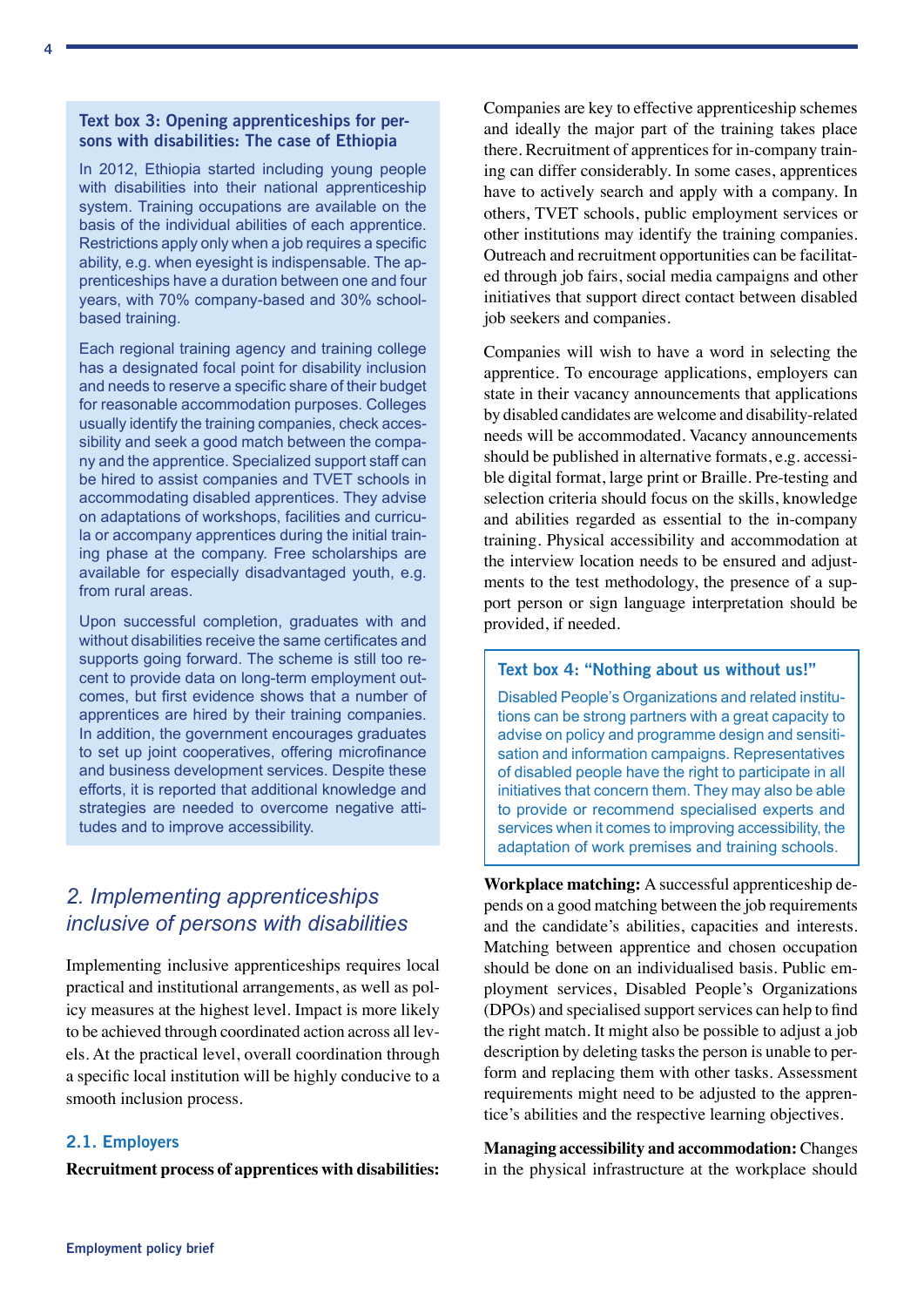### Text box 3: Opening apprenticeships for persons with disabilities: The case of Ethiopia

In 2012, Ethiopia started including young people with disabilities into their national apprenticeship system. Training occupations are available on the basis of the individual abilities of each apprentice. Restrictions apply only when a job requires a specific ability, e.g. when eyesight is indispensable. The apprenticeships have a duration between one and four years, with 70% company-based and 30% school-based training.

Each regional training agency and training college has a designated focal point for disability inclusion and needs to reserve a specific share of their budget for reasonable accommodation purposes. Colleges usually identify the training companies, check accessibility and seek a good match between the company and the apprentice. Specialized support staff can be hired to assist companies and TVET schools in accommodating disabled apprentices. They advise on adaptations of workshops, facilities and curricula or accompany apprentices during the initial training phase at the company. Free scholarships are available for especially disadvantaged youth, e.g. from rural areas.

Upon successful completion, graduates with and without disabilities receive the same certificates and supports going forward. The scheme is still too recent to provide data on long-term employment outcomes, but first evidence shows that a number of apprentices are hired by their training companies. In addition, the government encourages graduates to set up joint cooperatives, offering microfinance and business development services. Despite these efforts, it is reported that additional knowledge and strategies are needed to overcome negative attitudes and to improve accessibility.

## *2. Implementing apprenticeships inclusive of persons with disabilities*

Implementing inclusive apprenticeships requires local practical and institutional arrangements, as well as policy measures at the highest level. Impact is more likely to be achieved through coordinated action across all levels. At the practical level, overall coordination through a specific local institution will be highly conducive to a smooth inclusion process.

### 2.1. Employers

**Recruitment process of apprentices with disabilities:** Companies are key to effective apprenticeship schemes and ideally the major part of the training takes place there. Recruitment of apprentices for in-company training can differ considerably. In some cases, apprentices have to actively search and apply with a company. In others, TVET schools, public employment services or other institutions may identify the training companies. Outreach and recruitment opportunities can be facilitated through job fairs, social media campaigns and other initiatives that support direct contact between disabled job seekers and companies.

Companies will wish to have a word in selecting the apprentice. To encourage applications, employers can state in their vacancy announcements that applications by disabled candidates are welcome and disability-related needs will be accommodated. Vacancy announcements should be published in alternative formats, e.g. accessible digital format, large print or Braille. Pre-testing and selection criteria should focus on the skills, knowledge and abilities regarded as essential to the in-company training. Physical accessibility and accommodation at the interview location needs to be ensured and adjustments to the test methodology, the presence of a support person or sign language interpretation should be provided, if needed.

### Text box 4: "Nothing about us without us!"

Disabled People's Organizations and related institutions can be strong partners with a great capacity to advise on policy and programme design and sensitisation and information campaigns. Representatives of disabled people have the right to participate in all initiatives that concern them. They may also be able to provide or recommend specialised experts and services when it comes to improving accessibility, the adaptation of work premises and training schools.

**Workplace matching:** A successful apprenticeship depends on a good matching between the job requirements and the candidate's abilities, capacities and interests. Matching between apprentice and chosen occupation should be done on an individualised basis. Public employment services, Disabled People's Organizations (DPOs) and specialised support services can help to find the right match. It might also be possible to adjust a job description by deleting tasks the person is unable to perform and replacing them with other tasks. Assessment requirements might need to be adjusted to the apprentice's abilities and the respective learning objectives.

**Managing accessibility and accommodation:** Changes in the physical infrastructure at the workplace should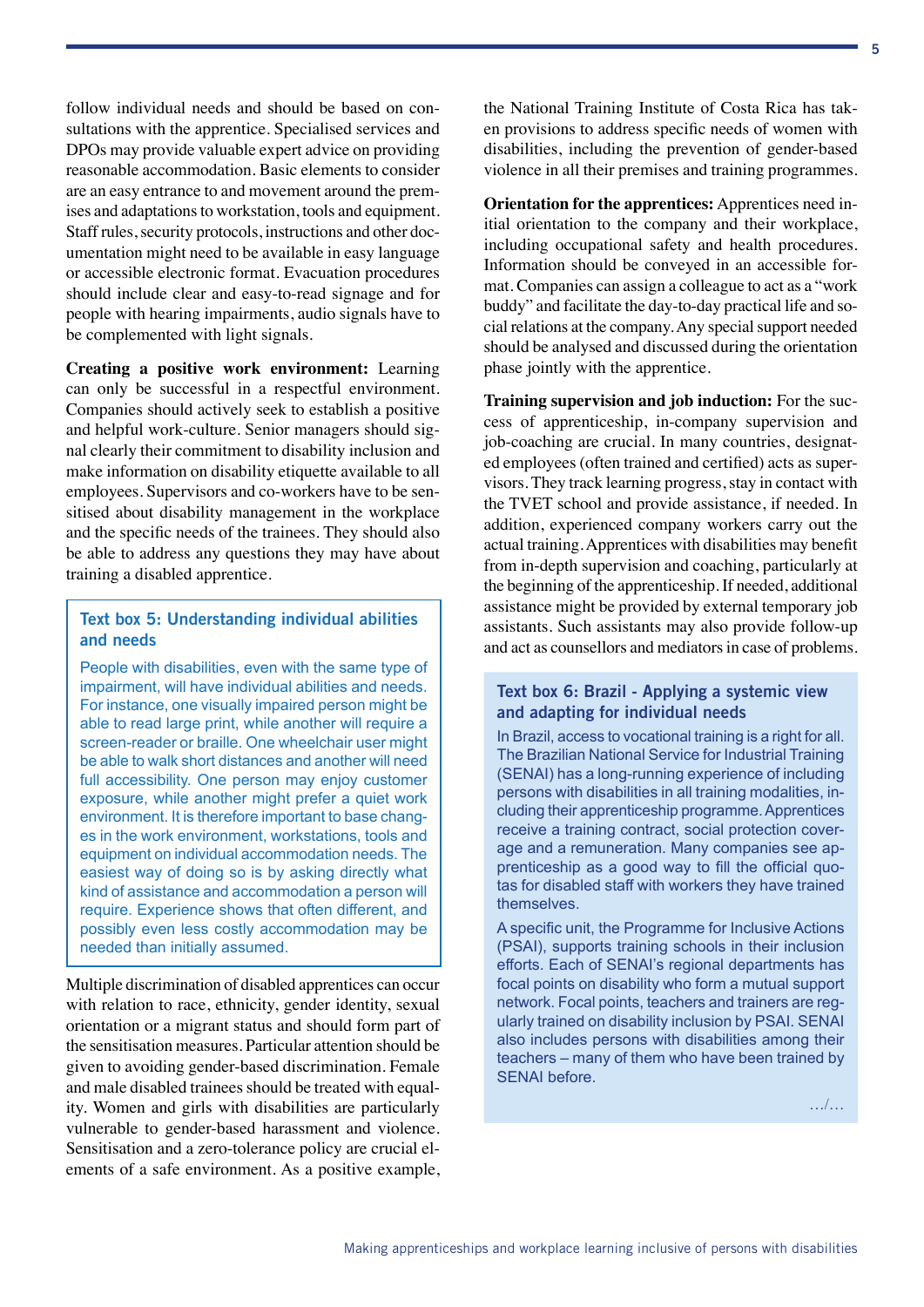follow individual needs and should be based on consultations with the apprentice. Specialised services and DPOs may provide valuable expert advice on providing reasonable accommodation. Basic elements to consider are an easy entrance to and movement around the premises and adaptations to workstation, tools and equipment. Staff rules, security protocols, instructions and other documentation might need to be available in easy language or accessible electronic format. Evacuation procedures should include clear and easy-to-read signage and for people with hearing impairments, audio signals have to be complemented with light signals.

**Creating a positive work environment:** Learning can only be successful in a respectful environment. Companies should actively seek to establish a positive and helpful work-culture. Senior managers should signal clearly their commitment to disability inclusion and make information on disability etiquette available to all employees. Supervisors and co-workers have to be sensitised about disability management in the workplace and the specific needs of the trainees. They should also be able to address any questions they may have about training a disabled apprentice.

> **Text box 5: Understanding individual abilities and needs**
>
> People with disabilities, even with the same type of impairment, will have individual abilities and needs. For instance, one visually impaired person might be able to read large print, while another will require a screen-reader or braille. One wheelchair user might be able to walk short distances and another will need full accessibility. One person may enjoy customer exposure, while another might prefer a quiet work environment. It is therefore important to base changes in the work environment, workstations, tools and equipment on individual accommodation needs. The easiest way of doing so is by asking directly what kind of assistance and accommodation a person will require. Experience shows that often different, and possibly even less costly accommodation may be needed than initially assumed.

Multiple discrimination of disabled apprentices can occur with relation to race, ethnicity, gender identity, sexual orientation or a migrant status and should form part of the sensitisation measures. Particular attention should be given to avoiding gender-based discrimination. Female and male disabled trainees should be treated with equality. Women and girls with disabilities are particularly vulnerable to gender-based harassment and violence. Sensitisation and a zero-tolerance policy are crucial elements of a safe environment. As a positive example, the National Training Institute of Costa Rica has taken provisions to address specific needs of women with disabilities, including the prevention of gender-based violence in all their premises and training programmes.

**Orientation for the apprentices:** Apprentices need initial orientation to the company and their workplace, including occupational safety and health procedures. Information should be conveyed in an accessible format. Companies can assign a colleague to act as a "work buddy" and facilitate the day-to-day practical life and social relations at the company. Any special support needed should be analysed and discussed during the orientation phase jointly with the apprentice.

**Training supervision and job induction:** For the success of apprenticeship, in-company supervision and job-coaching are crucial. In many countries, designated employees (often trained and certified) acts as supervisors. They track learning progress, stay in contact with the TVET school and provide assistance, if needed. In addition, experienced company workers carry out the actual training. Apprentices with disabilities may benefit from in-depth supervision and coaching, particularly at the beginning of the apprenticeship. If needed, additional assistance might be provided by external temporary job assistants. Such assistants may also provide follow-up and act as counsellors and mediators in case of problems.

> **Text box 6: Brazil - Applying a systemic view and adapting for individual needs**
>
> In Brazil, access to vocational training is a right for all. The Brazilian National Service for Industrial Training (SENAI) has a long-running experience of including persons with disabilities in all training modalities, including their apprenticeship programme. Apprentices receive a training contract, social protection coverage and a remuneration. Many companies see apprenticeship as a good way to fill the official quotas for disabled staff with workers they have trained themselves.
>
> A specific unit, the Programme for Inclusive Actions (PSAI), supports training schools in their inclusion efforts. Each of SENAI's regional departments has focal points on disability who form a mutual support network. Focal points, teachers and trainers are regularly trained on disability inclusion by PSAI. SENAI also includes persons with disabilities among their teachers – many of them who have been trained by SENAI before.
>
> …/…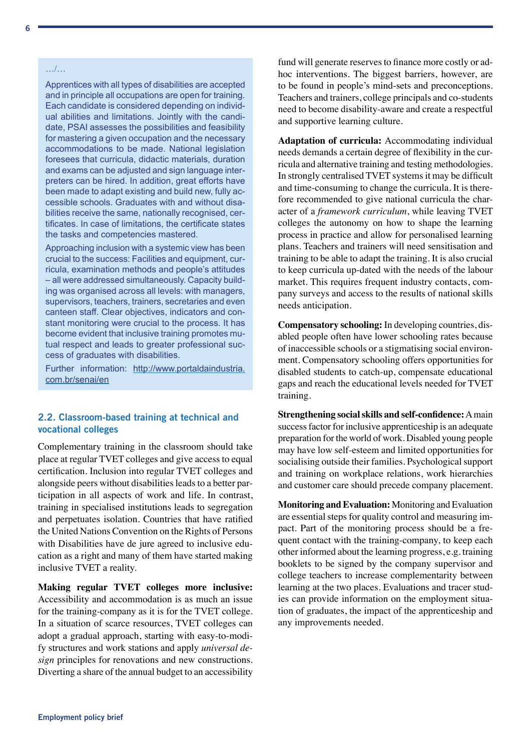…/…

Apprentices with all types of disabilities are accepted and in principle all occupations are open for training. Each candidate is considered depending on individual abilities and limitations. Jointly with the candidate, PSAI assesses the possibilities and feasibility for mastering a given occupation and the necessary accommodations to be made. National legislation foresees that curricula, didactic materials, duration and exams can be adjusted and sign language interpreters can be hired. In addition, great efforts have been made to adapt existing and build new, fully accessible schools. Graduates with and without disabilities receive the same, nationally recognised, certificates. In case of limitations, the certificate states the tasks and competencies mastered.

Approaching inclusion with a systemic view has been crucial to the success: Facilities and equipment, curricula, examination methods and people's attitudes – all were addressed simultaneously. Capacity building was organised across all levels: with managers, supervisors, teachers, trainers, secretaries and even canteen staff. Clear objectives, indicators and constant monitoring were crucial to the process. It has become evident that inclusive training promotes mutual respect and leads to greater professional success of graduates with disabilities.

Further information: http://www.portaldaindustria.com.br/senai/en

### 2.2. Classroom-based training at technical and vocational colleges

Complementary training in the classroom should take place at regular TVET colleges and give access to equal certification. Inclusion into regular TVET colleges and alongside peers without disabilities leads to a better participation in all aspects of work and life. In contrast, training in specialised institutions leads to segregation and perpetuates isolation. Countries that have ratified the United Nations Convention on the Rights of Persons with Disabilities have de jure agreed to inclusive education as a right and many of them have started making inclusive TVET a reality.

**Making regular TVET colleges more inclusive:** Accessibility and accommodation is as much an issue for the training-company as it is for the TVET college. In a situation of scarce resources, TVET colleges can adopt a gradual approach, starting with easy-to-modify structures and work stations and apply *universal design* principles for renovations and new constructions. Diverting a share of the annual budget to an accessibility fund will generate reserves to finance more costly or ad-hoc interventions. The biggest barriers, however, are to be found in people's mind-sets and preconceptions. Teachers and trainers, college principals and co-students need to become disability-aware and create a respectful and supportive learning culture.

**Adaptation of curricula:** Accommodating individual needs demands a certain degree of flexibility in the curricula and alternative training and testing methodologies. In strongly centralised TVET systems it may be difficult and time-consuming to change the curricula. It is therefore recommended to give national curricula the character of a *framework curriculum*, while leaving TVET colleges the autonomy on how to shape the learning process in practice and allow for personalised learning plans. Teachers and trainers will need sensitisation and training to be able to adapt the training. It is also crucial to keep curricula up-dated with the needs of the labour market. This requires frequent industry contacts, company surveys and access to the results of national skills needs anticipation.

**Compensatory schooling:** In developing countries, disabled people often have lower schooling rates because of inaccessible schools or a stigmatising social environment. Compensatory schooling offers opportunities for disabled students to catch-up, compensate educational gaps and reach the educational levels needed for TVET training.

**Strengthening social skills and self-confidence:** A main success factor for inclusive apprenticeship is an adequate preparation for the world of work. Disabled young people may have low self-esteem and limited opportunities for socialising outside their families. Psychological support and training on workplace relations, work hierarchies and customer care should precede company placement.

**Monitoring and Evaluation:** Monitoring and Evaluation are essential steps for quality control and measuring impact. Part of the monitoring process should be a frequent contact with the training-company, to keep each other informed about the learning progress, e.g. training booklets to be signed by the company supervisor and college teachers to increase complementarity between learning at the two places. Evaluations and tracer studies can provide information on the employment situation of graduates, the impact of the apprenticeship and any improvements needed.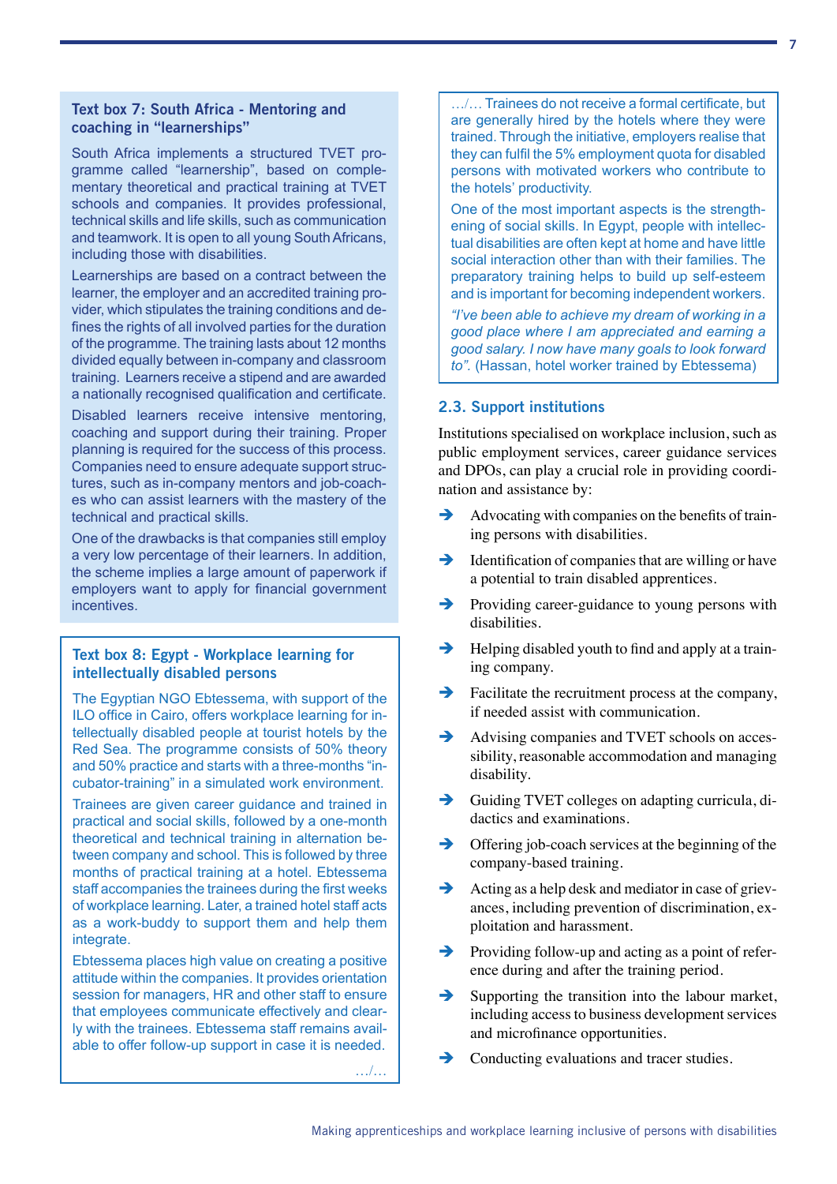### Text box 7: South Africa - Mentoring and coaching in "learnerships"

South Africa implements a structured TVET programme called "learnership", based on complementary theoretical and practical training at TVET schools and companies. It provides professional, technical skills and life skills, such as communication and teamwork. It is open to all young South Africans, including those with disabilities.

Learnerships are based on a contract between the learner, the employer and an accredited training provider, which stipulates the training conditions and defines the rights of all involved parties for the duration of the programme. The training lasts about 12 months divided equally between in-company and classroom training. Learners receive a stipend and are awarded a nationally recognised qualification and certificate.

Disabled learners receive intensive mentoring, coaching and support during their training. Proper planning is required for the success of this process. Companies need to ensure adequate support structures, such as in-company mentors and job-coaches who can assist learners with the mastery of the technical and practical skills.

One of the drawbacks is that companies still employ a very low percentage of their learners. In addition, the scheme implies a large amount of paperwork if employers want to apply for financial government incentives.

### Text box 8: Egypt - Workplace learning for intellectually disabled persons

The Egyptian NGO Ebtessema, with support of the ILO office in Cairo, offers workplace learning for intellectually disabled people at tourist hotels by the Red Sea. The programme consists of 50% theory and 50% practice and starts with a three-months "incubator-training" in a simulated work environment.

Trainees are given career guidance and trained in practical and social skills, followed by a one-month theoretical and technical training in alternation between company and school. This is followed by three months of practical training at a hotel. Ebtessema staff accompanies the trainees during the first weeks of workplace learning. Later, a trained hotel staff acts as a work-buddy to support them and help them integrate.

Ebtessema places high value on creating a positive attitude within the companies. It provides orientation session for managers, HR and other staff to ensure that employees communicate effectively and clearly with the trainees. Ebtessema staff remains available to offer follow-up support in case it is needed.

…/… Trainees do not receive a formal certificate, but are generally hired by the hotels where they were trained. Through the initiative, employers realise that they can fulfil the 5% employment quota for disabled persons with motivated workers who contribute to the hotels' productivity.

One of the most important aspects is the strengthening of social skills. In Egypt, people with intellectual disabilities are often kept at home and have little social interaction other than with their families. The preparatory training helps to build up self-esteem and is important for becoming independent workers.

*"I've been able to achieve my dream of working in a good place where I am appreciated and earning a good salary. I now have many goals to look forward to".* (Hassan, hotel worker trained by Ebtessema)

## 2.3. Support institutions

Institutions specialised on workplace inclusion, such as public employment services, career guidance services and DPOs, can play a crucial role in providing coordination and assistance by:

- Advocating with companies on the benefits of training persons with disabilities.
- Identification of companies that are willing or have a potential to train disabled apprentices.
- Providing career-guidance to young persons with disabilities.
- Helping disabled youth to find and apply at a training company.
- Facilitate the recruitment process at the company, if needed assist with communication.
- Advising companies and TVET schools on accessibility, reasonable accommodation and managing disability.
- Guiding TVET colleges on adapting curricula, didactics and examinations.
- Offering job-coach services at the beginning of the company-based training.
- Acting as a help desk and mediator in case of grievances, including prevention of discrimination, exploitation and harassment.
- Providing follow-up and acting as a point of reference during and after the training period.
- Supporting the transition into the labour market, including access to business development services and microfinance opportunities.
- Conducting evaluations and tracer studies.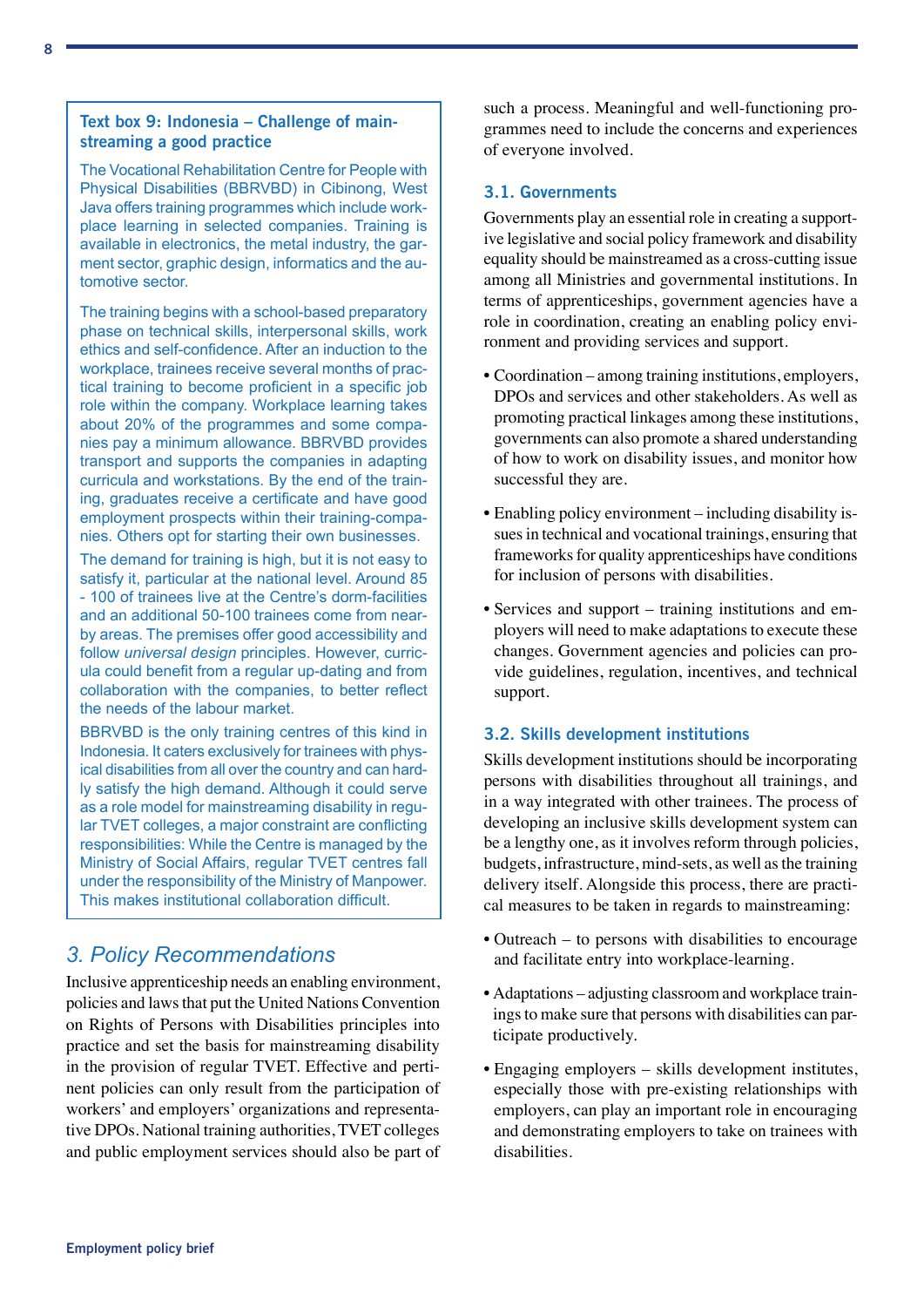**Text box 9: Indonesia – Challenge of mainstreaming a good practice**

The Vocational Rehabilitation Centre for People with Physical Disabilities (BBRVBD) in Cibinong, West Java offers training programmes which include workplace learning in selected companies. Training is available in electronics, the metal industry, the garment sector, graphic design, informatics and the automotive sector.

The training begins with a school-based preparatory phase on technical skills, interpersonal skills, work ethics and self-confidence. After an induction to the workplace, trainees receive several months of practical training to become proficient in a specific job role within the company. Workplace learning takes about 20% of the programmes and some companies pay a minimum allowance. BBRVBD provides transport and supports the companies in adapting curricula and workstations. By the end of the training, graduates receive a certificate and have good employment prospects within their training-companies. Others opt for starting their own businesses.

The demand for training is high, but it is not easy to satisfy it, particular at the national level. Around 85 - 100 of trainees live at the Centre's dorm-facilities and an additional 50-100 trainees come from nearby areas. The premises offer good accessibility and follow *universal design* principles. However, curricula could benefit from a regular up-dating and from collaboration with the companies, to better reflect the needs of the labour market.

BBRVBD is the only training centres of this kind in Indonesia. It caters exclusively for trainees with physical disabilities from all over the country and can hardly satisfy the high demand. Although it could serve as a role model for mainstreaming disability in regular TVET colleges, a major constraint are conflicting responsibilities: While the Centre is managed by the Ministry of Social Affairs, regular TVET centres fall under the responsibility of the Ministry of Manpower. This makes institutional collaboration difficult.

# 3. Policy Recommendations

Inclusive apprenticeship needs an enabling environment, policies and laws that put the United Nations Convention on Rights of Persons with Disabilities principles into practice and set the basis for mainstreaming disability in the provision of regular TVET. Effective and pertinent policies can only result from the participation of workers' and employers' organizations and representative DPOs. National training authorities, TVET colleges and public employment services should also be part of such a process. Meaningful and well-functioning programmes need to include the concerns and experiences of everyone involved.

## 3.1. Governments

Governments play an essential role in creating a supportive legislative and social policy framework and disability equality should be mainstreamed as a cross-cutting issue among all Ministries and governmental institutions. In terms of apprenticeships, government agencies have a role in coordination, creating an enabling policy environment and providing services and support.

- Coordination – among training institutions, employers, DPOs and services and other stakeholders. As well as promoting practical linkages among these institutions, governments can also promote a shared understanding of how to work on disability issues, and monitor how successful they are.
- Enabling policy environment – including disability issues in technical and vocational trainings, ensuring that frameworks for quality apprenticeships have conditions for inclusion of persons with disabilities.
- Services and support – training institutions and employers will need to make adaptations to execute these changes. Government agencies and policies can provide guidelines, regulation, incentives, and technical support.

## 3.2. Skills development institutions

Skills development institutions should be incorporating persons with disabilities throughout all trainings, and in a way integrated with other trainees. The process of developing an inclusive skills development system can be a lengthy one, as it involves reform through policies, budgets, infrastructure, mind-sets, as well as the training delivery itself. Alongside this process, there are practical measures to be taken in regards to mainstreaming:

- Outreach – to persons with disabilities to encourage and facilitate entry into workplace-learning.
- Adaptations – adjusting classroom and workplace trainings to make sure that persons with disabilities can participate productively.
- Engaging employers – skills development institutes, especially those with pre-existing relationships with employers, can play an important role in encouraging and demonstrating employers to take on trainees with disabilities.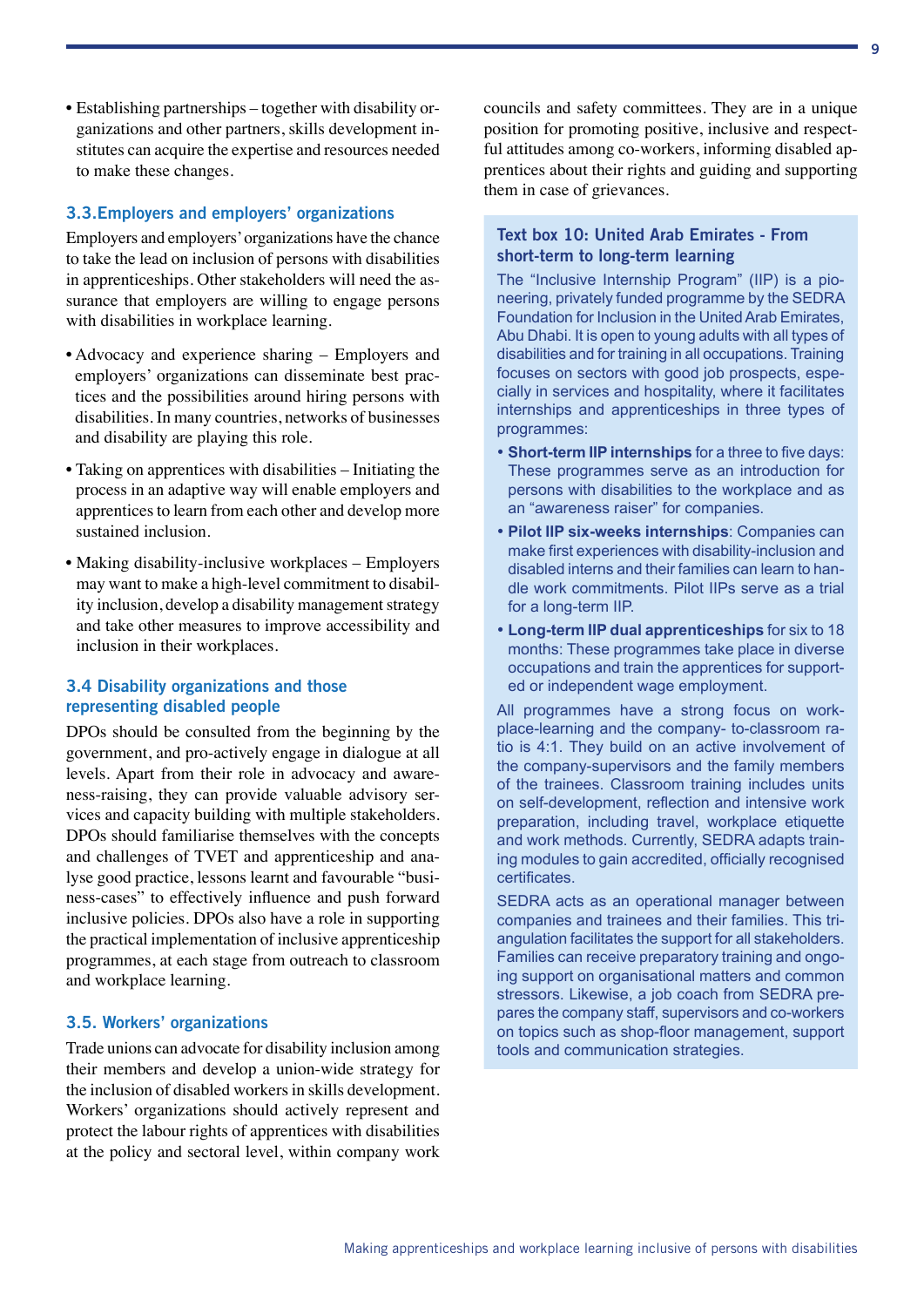- Establishing partnerships – together with disability organizations and other partners, skills development institutes can acquire the expertise and resources needed to make these changes.

### 3.3.Employers and employers' organizations

Employers and employers' organizations have the chance to take the lead on inclusion of persons with disabilities in apprenticeships. Other stakeholders will need the assurance that employers are willing to engage persons with disabilities in workplace learning.

- Advocacy and experience sharing – Employers and employers' organizations can disseminate best practices and the possibilities around hiring persons with disabilities. In many countries, networks of businesses and disability are playing this role.
- Taking on apprentices with disabilities – Initiating the process in an adaptive way will enable employers and apprentices to learn from each other and develop more sustained inclusion.
- Making disability-inclusive workplaces – Employers may want to make a high-level commitment to disability inclusion, develop a disability management strategy and take other measures to improve accessibility and inclusion in their workplaces.

### 3.4 Disability organizations and those representing disabled people

DPOs should be consulted from the beginning by the government, and pro-actively engage in dialogue at all levels. Apart from their role in advocacy and awareness-raising, they can provide valuable advisory services and capacity building with multiple stakeholders. DPOs should familiarise themselves with the concepts and challenges of TVET and apprenticeship and analyse good practice, lessons learnt and favourable "business-cases" to effectively influence and push forward inclusive policies. DPOs also have a role in supporting the practical implementation of inclusive apprenticeship programmes, at each stage from outreach to classroom and workplace learning.

### 3.5. Workers' organizations

Trade unions can advocate for disability inclusion among their members and develop a union-wide strategy for the inclusion of disabled workers in skills development. Workers' organizations should actively represent and protect the labour rights of apprentices with disabilities at the policy and sectoral level, within company work councils and safety committees. They are in a unique position for promoting positive, inclusive and respectful attitudes among co-workers, informing disabled apprentices about their rights and guiding and supporting them in case of grievances.

#### Text box 10: United Arab Emirates - From short-term to long-term learning

The "Inclusive Internship Program" (IIP) is a pioneering, privately funded programme by the SEDRA Foundation for Inclusion in the United Arab Emirates, Abu Dhabi. It is open to young adults with all types of disabilities and for training in all occupations. Training focuses on sectors with good job prospects, especially in services and hospitality, where it facilitates internships and apprenticeships in three types of programmes:

- **Short-term IIP internships** for a three to five days: These programmes serve as an introduction for persons with disabilities to the workplace and as an "awareness raiser" for companies.
- **Pilot IIP six-weeks internships**: Companies can make first experiences with disability-inclusion and disabled interns and their families can learn to handle work commitments. Pilot IIPs serve as a trial for a long-term IIP.
- **Long-term IIP dual apprenticeships** for six to 18 months: These programmes take place in diverse occupations and train the apprentices for supported or independent wage employment.

All programmes have a strong focus on workplace-learning and the company- to-classroom ratio is 4:1. They build on an active involvement of the company-supervisors and the family members of the trainees. Classroom training includes units on self-development, reflection and intensive work preparation, including travel, workplace etiquette and work methods. Currently, SEDRA adapts training modules to gain accredited, officially recognised certificates.

SEDRA acts as an operational manager between companies and trainees and their families. This triangulation facilitates the support for all stakeholders. Families can receive preparatory training and ongoing support on organisational matters and common stressors. Likewise, a job coach from SEDRA prepares the company staff, supervisors and co-workers on topics such as shop-floor management, support tools and communication strategies.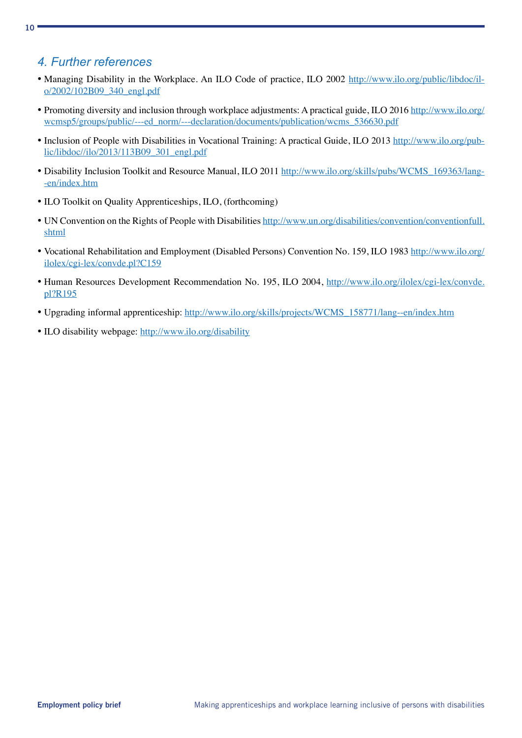## 4. Further references

- Managing Disability in the Workplace. An ILO Code of practice, ILO 2002 http://www.ilo.org/public/libdoc/ilo/2002/102B09_340_engl.pdf
- Promoting diversity and inclusion through workplace adjustments: A practical guide, ILO 2016 http://www.ilo.org/wcmsp5/groups/public/---ed_norm/---declaration/documents/publication/wcms_536630.pdf
- Inclusion of People with Disabilities in Vocational Training: A practical Guide, ILO 2013 http://www.ilo.org/public/libdoc//ilo/2013/113B09_301_engl.pdf
- Disability Inclusion Toolkit and Resource Manual, ILO 2011 http://www.ilo.org/skills/pubs/WCMS_169363/lang--en/index.htm
- ILO Toolkit on Quality Apprenticeships, ILO, (forthcoming)
- UN Convention on the Rights of People with Disabilities http://www.un.org/disabilities/convention/conventionfull.shtml
- Vocational Rehabilitation and Employment (Disabled Persons) Convention No. 159, ILO 1983 http://www.ilo.org/ilolex/cgi-lex/convde.pl?C159
- Human Resources Development Recommendation No. 195, ILO 2004, http://www.ilo.org/ilolex/cgi-lex/convde.pl?R195
- Upgrading informal apprenticeship: http://www.ilo.org/skills/projects/WCMS_158771/lang--en/index.htm
- ILO disability webpage: http://www.ilo.org/disability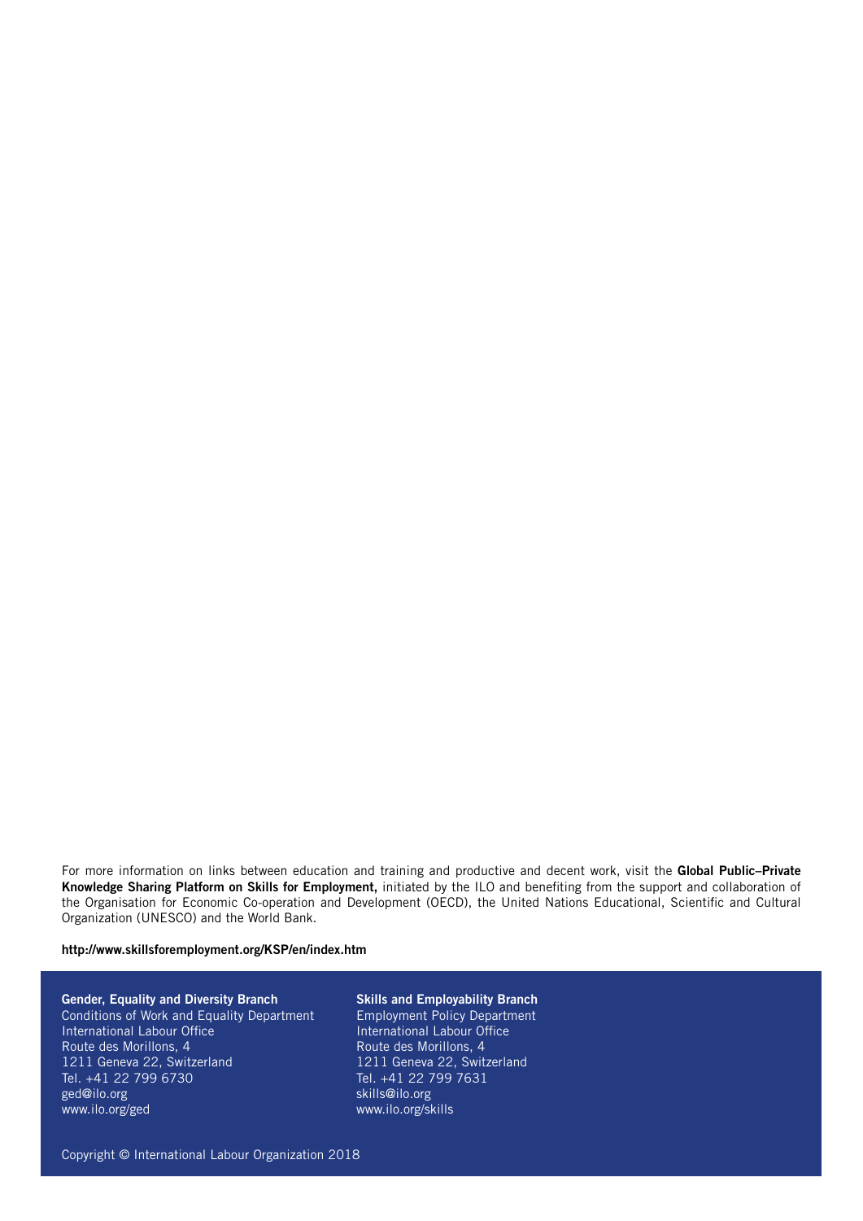For more information on links between education and training and productive and decent work, visit the **Global Public–Private Knowledge Sharing Platform on Skills for Employment,** initiated by the ILO and benefiting from the support and collaboration of the Organisation for Economic Co-operation and Development (OECD), the United Nations Educational, Scientific and Cultural Organization (UNESCO) and the World Bank.

**http://www.skillsforemployment.org/KSP/en/index.htm**

**Gender, Equality and Diversity Branch**
Conditions of Work and Equality Department
International Labour Office
Route des Morillons, 4
1211 Geneva 22, Switzerland
Tel. +41 22 799 6730
ged@ilo.org
www.ilo.org/ged

**Skills and Employability Branch**
Employment Policy Department
International Labour Office
Route des Morillons, 4
1211 Geneva 22, Switzerland
Tel. +41 22 799 7631
skills@ilo.org
www.ilo.org/skills

Copyright © International Labour Organization 2018